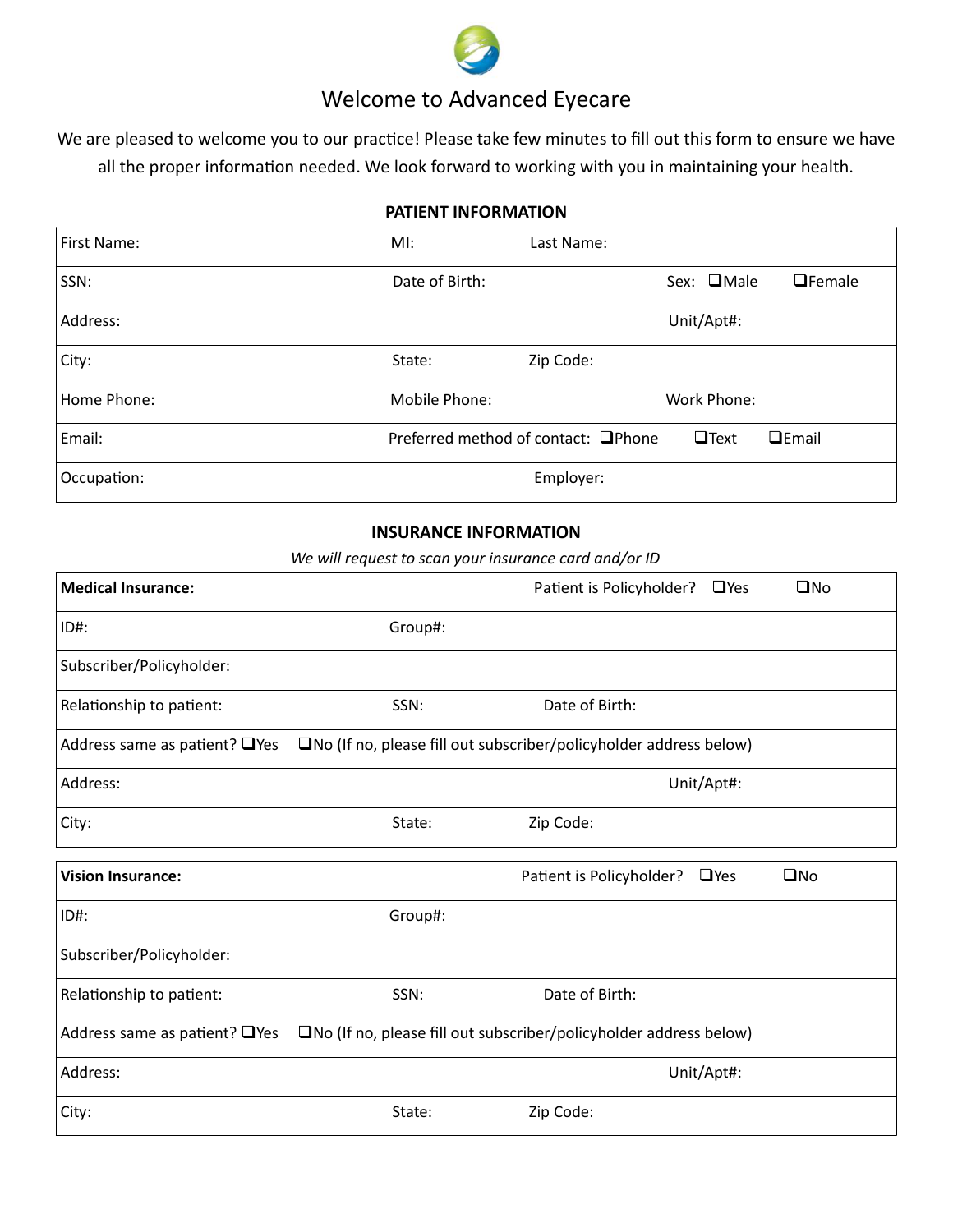# Welcome to Advanced Eyecare

We are pleased to welcome you to our practice! Please take few minutes to fill out this form to ensure we have all the proper information needed. We look forward to working with you in maintaining your health.

## PATIENT INFORMATION

| | | | |
|---|---|---|---|
| First Name: | MI: | Last Name: | |
| SSN: | Date of Birth: | | Sex: ❑Male ❑Female |
| Address: | | | Unit/Apt#: |
| City: | State: | Zip Code: | |
| Home Phone: | Mobile Phone: | | Work Phone: |
| Email: | Preferred method of contact: ❑Phone ❑Text ❑Email | | |
| Occupation: | | Employer: | |

## INSURANCE INFORMATION

*We will request to scan your insurance card and/or ID*

| | | | |
|---|---|---|---|
| **Medical Insurance:** | | Patient is Policyholder? ❑Yes ❑No | |
| ID#: | Group#: | | |
| Subscriber/Policyholder: | | | |
| Relationship to patient: | SSN: | Date of Birth: | |
| Address same as patient? ❑Yes | ❑No (If no, please fill out subscriber/policyholder address below) | | |
| Address: | | | Unit/Apt#: |
| City: | State: | Zip Code: | |

| | | | |
|---|---|---|---|
| **Vision Insurance:** | | Patient is Policyholder? ❑Yes ❑No | |
| ID#: | Group#: | | |
| Subscriber/Policyholder: | | | |
| Relationship to patient: | SSN: | Date of Birth: | |
| Address same as patient? ❑Yes | ❑No (If no, please fill out subscriber/policyholder address below) | | |
| Address: | | | Unit/Apt#: |
| City: | State: | Zip Code: | |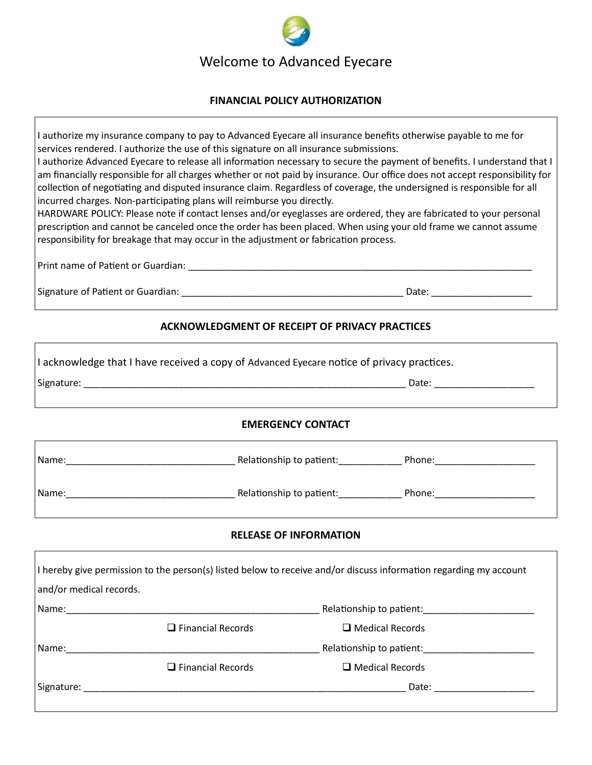# Welcome to Advanced Eyecare

## FINANCIAL POLICY AUTHORIZATION

I authorize my insurance company to pay to Advanced Eyecare all insurance benefits otherwise payable to me for services rendered. I authorize the use of this signature on all insurance submissions.
I authorize Advanced Eyecare to release all information necessary to secure the payment of benefits. I understand that I am financially responsible for all charges whether or not paid by insurance. Our office does not accept responsibility for collection of negotiating and disputed insurance claim. Regardless of coverage, the undersigned is responsible for all incurred charges. Non-participating plans will reimburse you directly.
HARDWARE POLICY: Please note if contact lenses and/or eyeglasses are ordered, they are fabricated to your personal prescription and cannot be canceled once the order has been placed. When using your old frame we cannot assume responsibility for breakage that may occur in the adjustment or fabrication process.

Print name of Patient or Guardian: ____________________________________________________________________

Signature of Patient or Guardian: ____________________________________________ Date: ___________________

## ACKNOWLEDGMENT OF RECEIPT OF PRIVACY PRACTICES

I acknowledge that I have received a copy of Advanced Eyecare notice of privacy practices.

Signature: ________________________________________________________________ Date: ___________________

## EMERGENCY CONTACT

Name:_________________________________ Relationship to patient:____________ Phone:___________________

Name:_________________________________ Relationship to patient:____________ Phone:___________________

## RELEASE OF INFORMATION

I hereby give permission to the person(s) listed below to receive and/or discuss information regarding my account and/or medical records.

Name:___________________________________________________ Relationship to patient:______________________

☐ Financial Records ☐ Medical Records

Name:___________________________________________________ Relationship to patient:______________________

☐ Financial Records ☐ Medical Records

Signature: ________________________________________________________________ Date: ___________________